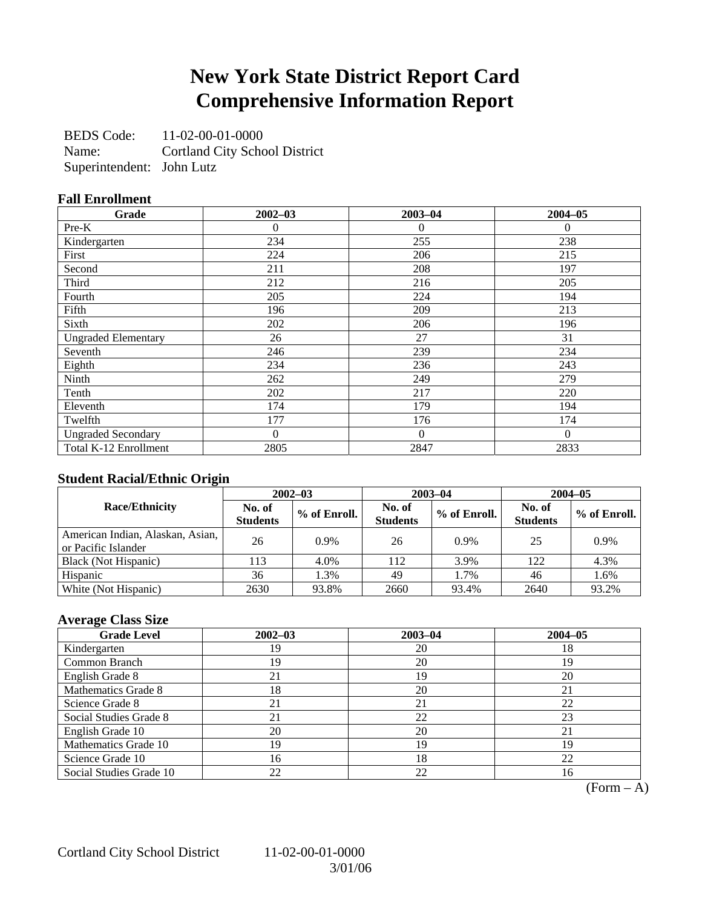# New York State District Report Card
# Comprehensive Information Report

BEDS Code: 11-02-00-01-0000
Name: Cortland City School District
Superintendent: John Lutz

### Fall Enrollment

| Grade | 2002–03 | 2003–04 | 2004–05 |
|---|---|---|---|
| Pre-K | 0 | 0 | 0 |
| Kindergarten | 234 | 255 | 238 |
| First | 224 | 206 | 215 |
| Second | 211 | 208 | 197 |
| Third | 212 | 216 | 205 |
| Fourth | 205 | 224 | 194 |
| Fifth | 196 | 209 | 213 |
| Sixth | 202 | 206 | 196 |
| Ungraded Elementary | 26 | 27 | 31 |
| Seventh | 246 | 239 | 234 |
| Eighth | 234 | 236 | 243 |
| Ninth | 262 | 249 | 279 |
| Tenth | 202 | 217 | 220 |
| Eleventh | 174 | 179 | 194 |
| Twelfth | 177 | 176 | 174 |
| Ungraded Secondary | 0 | 0 | 0 |
| Total K-12 Enrollment | 2805 | 2847 | 2833 |

### Student Racial/Ethnic Origin

| Race/Ethnicity | 2002–03 | | 2003–04 | | 2004–05 | |
|---|---|---|---|---|---|---|
| | No. of Students | % of Enroll. | No. of Students | % of Enroll. | No. of Students | % of Enroll. |
| American Indian, Alaskan, Asian, or Pacific Islander | 26 | 0.9% | 26 | 0.9% | 25 | 0.9% |
| Black (Not Hispanic) | 113 | 4.0% | 112 | 3.9% | 122 | 4.3% |
| Hispanic | 36 | 1.3% | 49 | 1.7% | 46 | 1.6% |
| White (Not Hispanic) | 2630 | 93.8% | 2660 | 93.4% | 2640 | 93.2% |

### Average Class Size

| Grade Level | 2002–03 | 2003–04 | 2004–05 |
|---|---|---|---|
| Kindergarten | 19 | 20 | 18 |
| Common Branch | 19 | 20 | 19 |
| English Grade 8 | 21 | 19 | 20 |
| Mathematics Grade 8 | 18 | 20 | 21 |
| Science Grade 8 | 21 | 21 | 22 |
| Social Studies Grade 8 | 21 | 22 | 23 |
| English Grade 10 | 20 | 20 | 21 |
| Mathematics Grade 10 | 19 | 19 | 19 |
| Science Grade 10 | 16 | 18 | 22 |
| Social Studies Grade 10 | 22 | 22 | 16 |

(Form – A)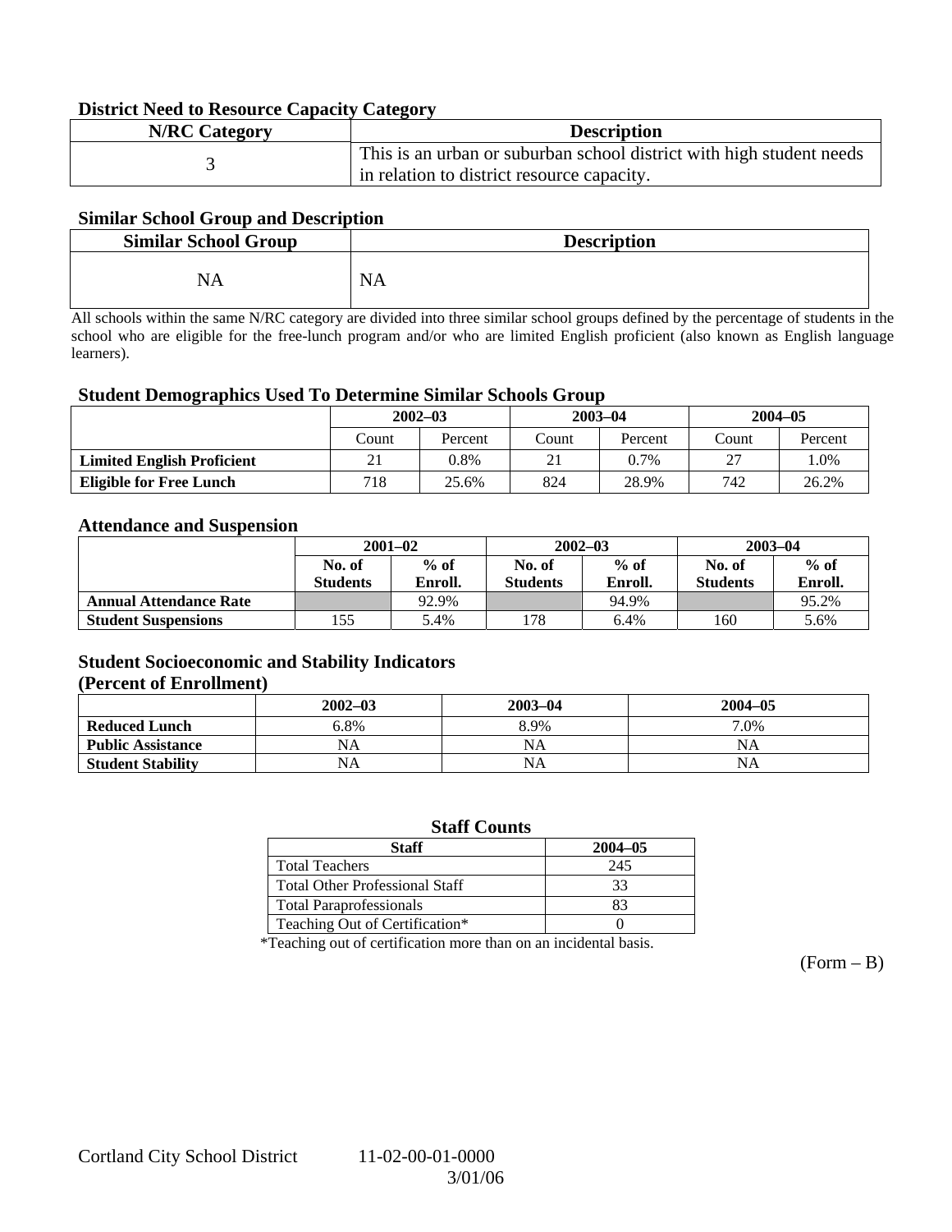### District Need to Resource Capacity Category

| N/RC Category | Description |
|---|---|
| 3 | This is an urban or suburban school district with high student needs in relation to district resource capacity. |

### Similar School Group and Description

| Similar School Group | Description |
|---|---|
| NA | NA |

All schools within the same N/RC category are divided into three similar school groups defined by the percentage of students in the school who are eligible for the free-lunch program and/or who are limited English proficient (also known as English language learners).

### Student Demographics Used To Determine Similar Schools Group

| | 2002–03 | | 2003–04 | | 2004–05 | |
|---|---|---|---|---|---|---|
| | Count | Percent | Count | Percent | Count | Percent |
| **Limited English Proficient** | 21 | 0.8% | 21 | 0.7% | 27 | 1.0% |
| **Eligible for Free Lunch** | 718 | 25.6% | 824 | 28.9% | 742 | 26.2% |

### Attendance and Suspension

| | 2001–02 | | 2002–03 | | 2003–04 | |
|---|---|---|---|---|---|---|
| | No. of Students | % of Enroll. | No. of Students | % of Enroll. | No. of Students | % of Enroll. |
| **Annual Attendance Rate** | | 92.9% | | 94.9% | | 95.2% |
| **Student Suspensions** | 155 | 5.4% | 178 | 6.4% | 160 | 5.6% |

### Student Socioeconomic and Stability Indicators (Percent of Enrollment)

| | 2002–03 | 2003–04 | 2004–05 |
|---|---|---|---|
| **Reduced Lunch** | 6.8% | 8.9% | 7.0% |
| **Public Assistance** | NA | NA | NA |
| **Student Stability** | NA | NA | NA |

### Staff Counts

| Staff | 2004–05 |
|---|---|
| Total Teachers | 245 |
| Total Other Professional Staff | 33 |
| Total Paraprofessionals | 83 |
| Teaching Out of Certification* | 0 |

*Teaching out of certification more than on an incidental basis.

(Form – B)

Cortland City School District 11-02-00-01-0000
3/01/06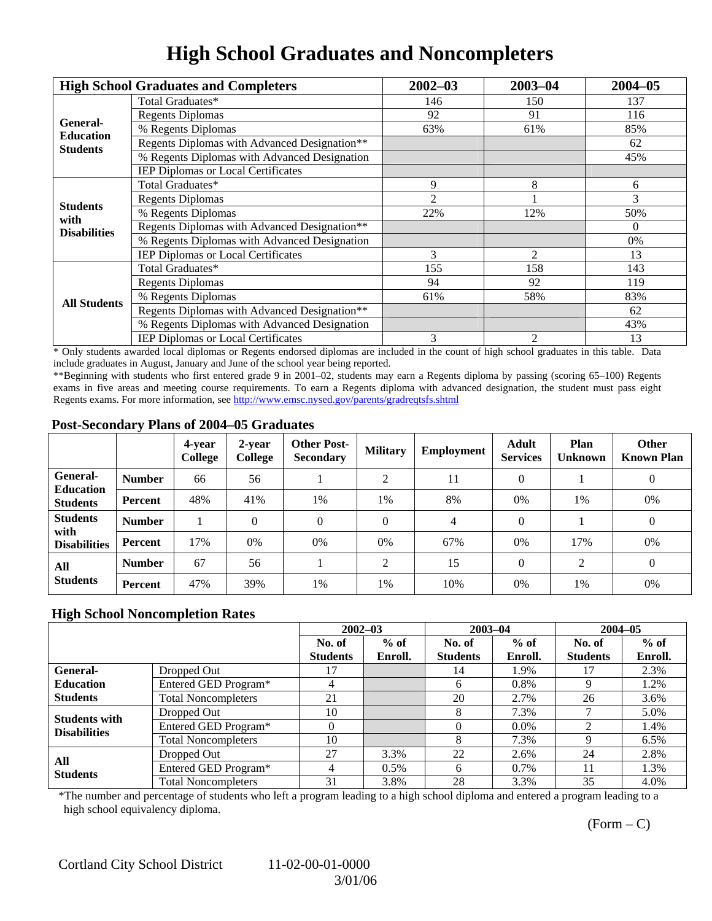# High School Graduates and Noncompleters

| High School Graduates and Completers | | 2002–03 | 2003–04 | 2004–05 |
|---|---|---|---|---|
| General-Education Students | Total Graduates* | 146 | 150 | 137 |
| | Regents Diplomas | 92 | 91 | 116 |
| | % Regents Diplomas | 63% | 61% | 85% |
| | Regents Diplomas with Advanced Designation** | | | 62 |
| | % Regents Diplomas with Advanced Designation | | | 45% |
| | IEP Diplomas or Local Certificates | | | |
| Students with Disabilities | Total Graduates* | 9 | 8 | 6 |
| | Regents Diplomas | 2 | 1 | 3 |
| | % Regents Diplomas | 22% | 12% | 50% |
| | Regents Diplomas with Advanced Designation** | | | 0 |
| | % Regents Diplomas with Advanced Designation | | | 0% |
| | IEP Diplomas or Local Certificates | 3 | 2 | 13 |
| All Students | Total Graduates* | 155 | 158 | 143 |
| | Regents Diplomas | 94 | 92 | 119 |
| | % Regents Diplomas | 61% | 58% | 83% |
| | Regents Diplomas with Advanced Designation** | | | 62 |
| | % Regents Diplomas with Advanced Designation | | | 43% |
| | IEP Diplomas or Local Certificates | 3 | 2 | 13 |

* Only students awarded local diplomas or Regents endorsed diplomas are included in the count of high school graduates in this table. Data include graduates in August, January and June of the school year being reported.

**Beginning with students who first entered grade 9 in 2001–02, students may earn a Regents diploma by passing (scoring 65–100) Regents exams in five areas and meeting course requirements. To earn a Regents diploma with advanced designation, the student must pass eight Regents exams. For more information, see http://www.emsc.nysed.gov/parents/gradreqtsfs.shtml

## Post-Secondary Plans of 2004–05 Graduates

| | | 4-year College | 2-year College | Other Post-Secondary | Military | Employment | Adult Services | Plan Unknown | Other Known Plan |
|---|---|---|---|---|---|---|---|---|---|
| General-Education Students | Number | 66 | 56 | 1 | 2 | 11 | 0 | 1 | 0 |
| | Percent | 48% | 41% | 1% | 1% | 8% | 0% | 1% | 0% |
| Students with Disabilities | Number | 1 | 0 | 0 | 0 | 4 | 0 | 1 | 0 |
| | Percent | 17% | 0% | 0% | 0% | 67% | 0% | 17% | 0% |
| All Students | Number | 67 | 56 | 1 | 2 | 15 | 0 | 2 | 0 |
| | Percent | 47% | 39% | 1% | 1% | 10% | 0% | 1% | 0% |

## High School Noncompletion Rates

| | | 2002–03 | | 2003–04 | | 2004–05 | |
|---|---|---|---|---|---|---|---|
| | | No. of Students | % of Enroll. | No. of Students | % of Enroll. | No. of Students | % of Enroll. |
| General-Education Students | Dropped Out | 17 | | 14 | 1.9% | 17 | 2.3% |
| | Entered GED Program* | 4 | | 6 | 0.8% | 9 | 1.2% |
| | Total Noncompleters | 21 | | 20 | 2.7% | 26 | 3.6% |
| Students with Disabilities | Dropped Out | 10 | | 8 | 7.3% | 7 | 5.0% |
| | Entered GED Program* | 0 | | 0 | 0.0% | 2 | 1.4% |
| | Total Noncompleters | 10 | | 8 | 7.3% | 9 | 6.5% |
| All Students | Dropped Out | 27 | 3.3% | 22 | 2.6% | 24 | 2.8% |
| | Entered GED Program* | 4 | 0.5% | 6 | 0.7% | 11 | 1.3% |
| | Total Noncompleters | 31 | 3.8% | 28 | 3.3% | 35 | 4.0% |

*The number and percentage of students who left a program leading to a high school diploma and entered a program leading to a high school equivalency diploma.

(Form – C)

Cortland City School District 11-02-00-01-0000
3/01/06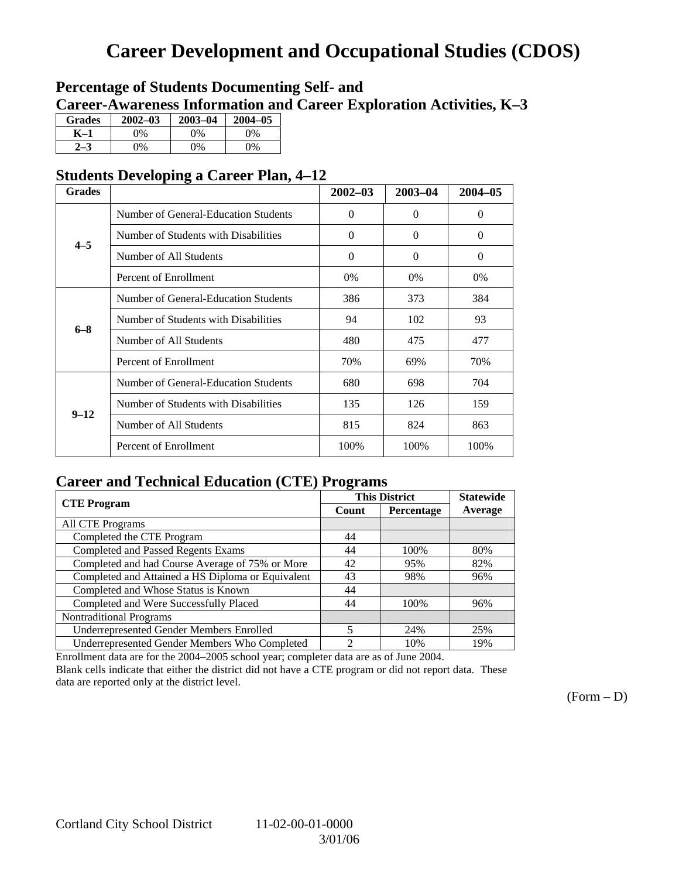# Career Development and Occupational Studies (CDOS)

## Percentage of Students Documenting Self- and Career-Awareness Information and Career Exploration Activities, K–3

| Grades | 2002–03 | 2003–04 | 2004–05 |
|---|---|---|---|
| K–1 | 0% | 0% | 0% |
| 2–3 | 0% | 0% | 0% |

## Students Developing a Career Plan, 4–12

| Grades | | 2002–03 | 2003–04 | 2004–05 |
|---|---|---|---|---|
| 4–5 | Number of General-Education Students | 0 | 0 | 0 |
| | Number of Students with Disabilities | 0 | 0 | 0 |
| | Number of All Students | 0 | 0 | 0 |
| | Percent of Enrollment | 0% | 0% | 0% |
| 6–8 | Number of General-Education Students | 386 | 373 | 384 |
| | Number of Students with Disabilities | 94 | 102 | 93 |
| | Number of All Students | 480 | 475 | 477 |
| | Percent of Enrollment | 70% | 69% | 70% |
| 9–12 | Number of General-Education Students | 680 | 698 | 704 |
| | Number of Students with Disabilities | 135 | 126 | 159 |
| | Number of All Students | 815 | 824 | 863 |
| | Percent of Enrollment | 100% | 100% | 100% |

## Career and Technical Education (CTE) Programs

| CTE Program | This District | | Statewide |
|---|---|---|---|
| | Count | Percentage | Average |
| All CTE Programs | | | |
| Completed the CTE Program | 44 | | |
| Completed and Passed Regents Exams | 44 | 100% | 80% |
| Completed and had Course Average of 75% or More | 42 | 95% | 82% |
| Completed and Attained a HS Diploma or Equivalent | 43 | 98% | 96% |
| Completed and Whose Status is Known | 44 | | |
| Completed and Were Successfully Placed | 44 | 100% | 96% |
| Nontraditional Programs | | | |
| Underrepresented Gender Members Enrolled | 5 | 24% | 25% |
| Underrepresented Gender Members Who Completed | 2 | 10% | 19% |

Enrollment data are for the 2004–2005 school year; completer data are as of June 2004.

Blank cells indicate that either the district did not have a CTE program or did not report data. These data are reported only at the district level.

(Form – D)

Cortland City School District 11-02-00-01-0000
3/01/06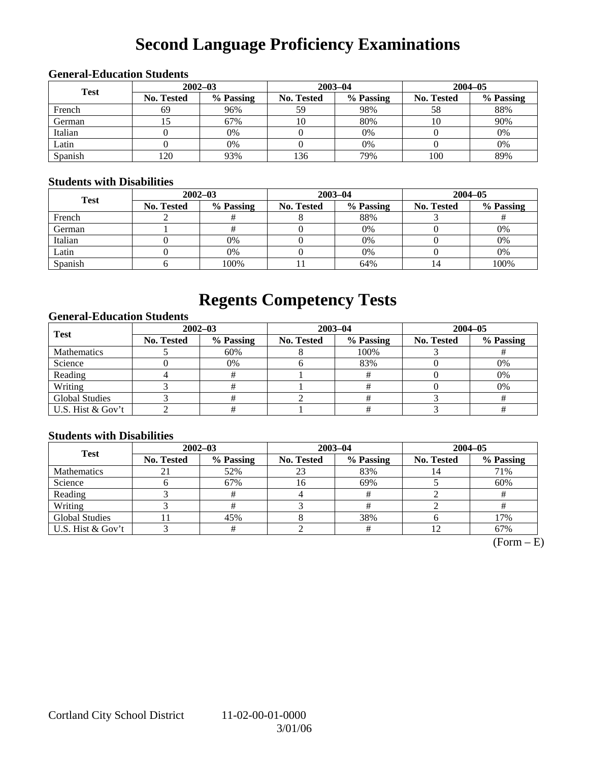# Second Language Proficiency Examinations

### General-Education Students

| Test | 2002–03 | | 2003–04 | | 2004–05 | |
|---|---|---|---|---|---|---|
| | No. Tested | % Passing | No. Tested | % Passing | No. Tested | % Passing |
| French | 69 | 96% | 59 | 98% | 58 | 88% |
| German | 15 | 67% | 10 | 80% | 10 | 90% |
| Italian | 0 | 0% | 0 | 0% | 0 | 0% |
| Latin | 0 | 0% | 0 | 0% | 0 | 0% |
| Spanish | 120 | 93% | 136 | 79% | 100 | 89% |

### Students with Disabilities

| Test | 2002–03 | | 2003–04 | | 2004–05 | |
|---|---|---|---|---|---|---|
| | No. Tested | % Passing | No. Tested | % Passing | No. Tested | % Passing |
| French | 2 | # | 8 | 88% | 3 | # |
| German | 1 | # | 0 | 0% | 0 | 0% |
| Italian | 0 | 0% | 0 | 0% | 0 | 0% |
| Latin | 0 | 0% | 0 | 0% | 0 | 0% |
| Spanish | 6 | 100% | 11 | 64% | 14 | 100% |

# Regents Competency Tests

### General-Education Students

| Test | 2002–03 | | 2003–04 | | 2004–05 | |
|---|---|---|---|---|---|---|
| | No. Tested | % Passing | No. Tested | % Passing | No. Tested | % Passing |
| Mathematics | 5 | 60% | 8 | 100% | 3 | # |
| Science | 0 | 0% | 6 | 83% | 0 | 0% |
| Reading | 4 | # | 1 | # | 0 | 0% |
| Writing | 3 | # | 1 | # | 0 | 0% |
| Global Studies | 3 | # | 2 | # | 3 | # |
| U.S. Hist & Gov't | 2 | # | 1 | # | 3 | # |

### Students with Disabilities

| Test | 2002–03 | | 2003–04 | | 2004–05 | |
|---|---|---|---|---|---|---|
| | No. Tested | % Passing | No. Tested | % Passing | No. Tested | % Passing |
| Mathematics | 21 | 52% | 23 | 83% | 14 | 71% |
| Science | 6 | 67% | 16 | 69% | 5 | 60% |
| Reading | 3 | # | 4 | # | 2 | # |
| Writing | 3 | # | 3 | # | 2 | # |
| Global Studies | 11 | 45% | 8 | 38% | 6 | 17% |
| U.S. Hist & Gov't | 3 | # | 2 | # | 12 | 67% |

(Form – E)

Cortland City School District 11-02-00-01-0000
3/01/06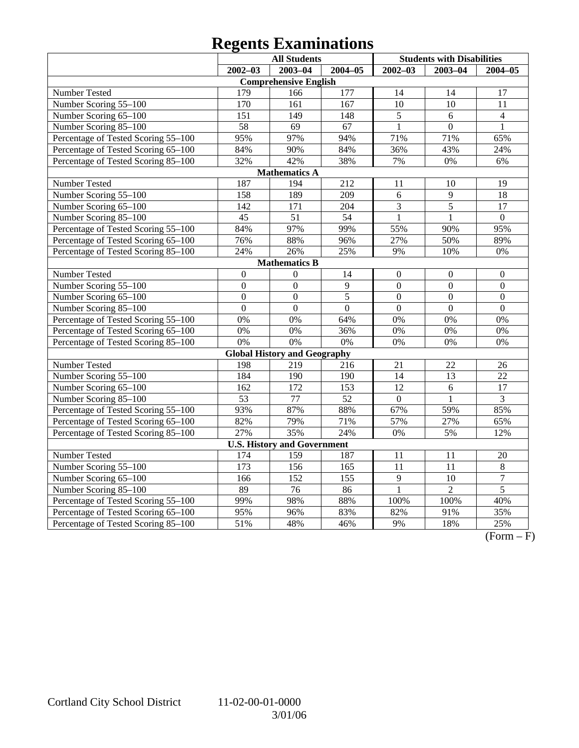# Regents Examinations

| | All Students | | | Students with Disabilities | | |
|---|---|---|---|---|---|---|
| | 2002–03 | 2003–04 | 2004–05 | 2002–03 | 2003–04 | 2004–05 |
| **Comprehensive English** | | | | | | |
| Number Tested | 179 | 166 | 177 | 14 | 14 | 17 |
| Number Scoring 55–100 | 170 | 161 | 167 | 10 | 10 | 11 |
| Number Scoring 65–100 | 151 | 149 | 148 | 5 | 6 | 4 |
| Number Scoring 85–100 | 58 | 69 | 67 | 1 | 0 | 1 |
| Percentage of Tested Scoring 55–100 | 95% | 97% | 94% | 71% | 71% | 65% |
| Percentage of Tested Scoring 65–100 | 84% | 90% | 84% | 36% | 43% | 24% |
| Percentage of Tested Scoring 85–100 | 32% | 42% | 38% | 7% | 0% | 6% |
| **Mathematics A** | | | | | | |
| Number Tested | 187 | 194 | 212 | 11 | 10 | 19 |
| Number Scoring 55–100 | 158 | 189 | 209 | 6 | 9 | 18 |
| Number Scoring 65–100 | 142 | 171 | 204 | 3 | 5 | 17 |
| Number Scoring 85–100 | 45 | 51 | 54 | 1 | 1 | 0 |
| Percentage of Tested Scoring 55–100 | 84% | 97% | 99% | 55% | 90% | 95% |
| Percentage of Tested Scoring 65–100 | 76% | 88% | 96% | 27% | 50% | 89% |
| Percentage of Tested Scoring 85–100 | 24% | 26% | 25% | 9% | 10% | 0% |
| **Mathematics B** | | | | | | |
| Number Tested | 0 | 0 | 14 | 0 | 0 | 0 |
| Number Scoring 55–100 | 0 | 0 | 9 | 0 | 0 | 0 |
| Number Scoring 65–100 | 0 | 0 | 5 | 0 | 0 | 0 |
| Number Scoring 85–100 | 0 | 0 | 0 | 0 | 0 | 0 |
| Percentage of Tested Scoring 55–100 | 0% | 0% | 64% | 0% | 0% | 0% |
| Percentage of Tested Scoring 65–100 | 0% | 0% | 36% | 0% | 0% | 0% |
| Percentage of Tested Scoring 85–100 | 0% | 0% | 0% | 0% | 0% | 0% |
| **Global History and Geography** | | | | | | |
| Number Tested | 198 | 219 | 216 | 21 | 22 | 26 |
| Number Scoring 55–100 | 184 | 190 | 190 | 14 | 13 | 22 |
| Number Scoring 65–100 | 162 | 172 | 153 | 12 | 6 | 17 |
| Number Scoring 85–100 | 53 | 77 | 52 | 0 | 1 | 3 |
| Percentage of Tested Scoring 55–100 | 93% | 87% | 88% | 67% | 59% | 85% |
| Percentage of Tested Scoring 65–100 | 82% | 79% | 71% | 57% | 27% | 65% |
| Percentage of Tested Scoring 85–100 | 27% | 35% | 24% | 0% | 5% | 12% |
| **U.S. History and Government** | | | | | | |
| Number Tested | 174 | 159 | 187 | 11 | 11 | 20 |
| Number Scoring 55–100 | 173 | 156 | 165 | 11 | 11 | 8 |
| Number Scoring 65–100 | 166 | 152 | 155 | 9 | 10 | 7 |
| Number Scoring 85–100 | 89 | 76 | 86 | 1 | 2 | 5 |
| Percentage of Tested Scoring 55–100 | 99% | 98% | 88% | 100% | 100% | 40% |
| Percentage of Tested Scoring 65–100 | 95% | 96% | 83% | 82% | 91% | 35% |
| Percentage of Tested Scoring 85–100 | 51% | 48% | 46% | 9% | 18% | 25% |

(Form – F)

Cortland City School District 11-02-00-01-0000
3/01/06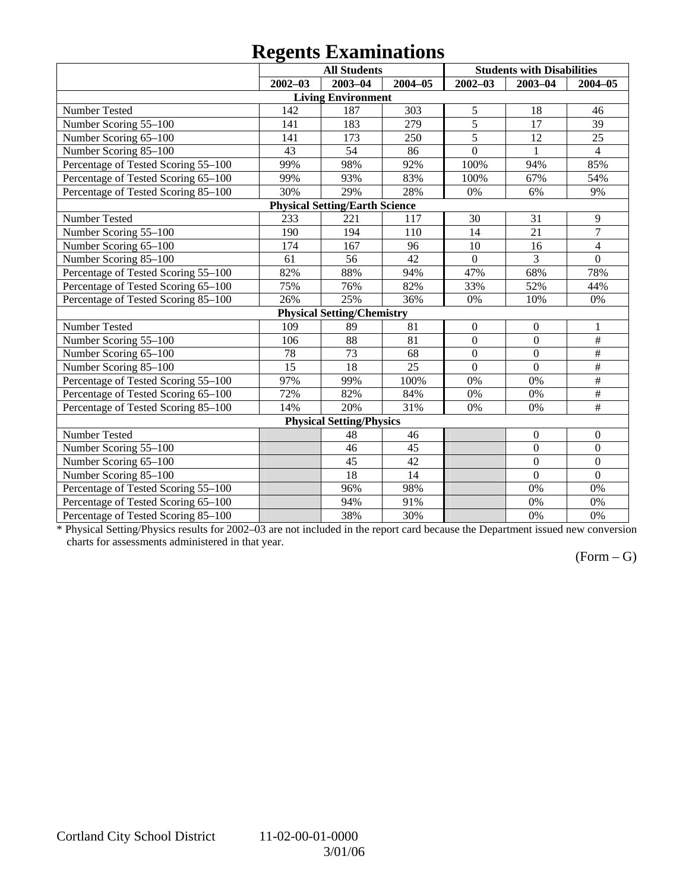# Regents Examinations

| | All Students | | | Students with Disabilities | | |
|---|---|---|---|---|---|---|
| | 2002–03 | 2003–04 | 2004–05 | 2002–03 | 2003–04 | 2004–05 |
| **Living Environment** | | | | | | |
| Number Tested | 142 | 187 | 303 | 5 | 18 | 46 |
| Number Scoring 55–100 | 141 | 183 | 279 | 5 | 17 | 39 |
| Number Scoring 65–100 | 141 | 173 | 250 | 5 | 12 | 25 |
| Number Scoring 85–100 | 43 | 54 | 86 | 0 | 1 | 4 |
| Percentage of Tested Scoring 55–100 | 99% | 98% | 92% | 100% | 94% | 85% |
| Percentage of Tested Scoring 65–100 | 99% | 93% | 83% | 100% | 67% | 54% |
| Percentage of Tested Scoring 85–100 | 30% | 29% | 28% | 0% | 6% | 9% |
| **Physical Setting/Earth Science** | | | | | | |
| Number Tested | 233 | 221 | 117 | 30 | 31 | 9 |
| Number Scoring 55–100 | 190 | 194 | 110 | 14 | 21 | 7 |
| Number Scoring 65–100 | 174 | 167 | 96 | 10 | 16 | 4 |
| Number Scoring 85–100 | 61 | 56 | 42 | 0 | 3 | 0 |
| Percentage of Tested Scoring 55–100 | 82% | 88% | 94% | 47% | 68% | 78% |
| Percentage of Tested Scoring 65–100 | 75% | 76% | 82% | 33% | 52% | 44% |
| Percentage of Tested Scoring 85–100 | 26% | 25% | 36% | 0% | 10% | 0% |
| **Physical Setting/Chemistry** | | | | | | |
| Number Tested | 109 | 89 | 81 | 0 | 0 | 1 |
| Number Scoring 55–100 | 106 | 88 | 81 | 0 | 0 | # |
| Number Scoring 65–100 | 78 | 73 | 68 | 0 | 0 | # |
| Number Scoring 85–100 | 15 | 18 | 25 | 0 | 0 | # |
| Percentage of Tested Scoring 55–100 | 97% | 99% | 100% | 0% | 0% | # |
| Percentage of Tested Scoring 65–100 | 72% | 82% | 84% | 0% | 0% | # |
| Percentage of Tested Scoring 85–100 | 14% | 20% | 31% | 0% | 0% | # |
| **Physical Setting/Physics** | | | | | | |
| Number Tested | | 48 | 46 | | 0 | 0 |
| Number Scoring 55–100 | | 46 | 45 | | 0 | 0 |
| Number Scoring 65–100 | | 45 | 42 | | 0 | 0 |
| Number Scoring 85–100 | | 18 | 14 | | 0 | 0 |
| Percentage of Tested Scoring 55–100 | | 96% | 98% | | 0% | 0% |
| Percentage of Tested Scoring 65–100 | | 94% | 91% | | 0% | 0% |
| Percentage of Tested Scoring 85–100 | | 38% | 30% | | 0% | 0% |

* Physical Setting/Physics results for 2002–03 are not included in the report card because the Department issued new conversion charts for assessments administered in that year.

(Form – G)

Cortland City School District 11-02-00-01-0000
3/01/06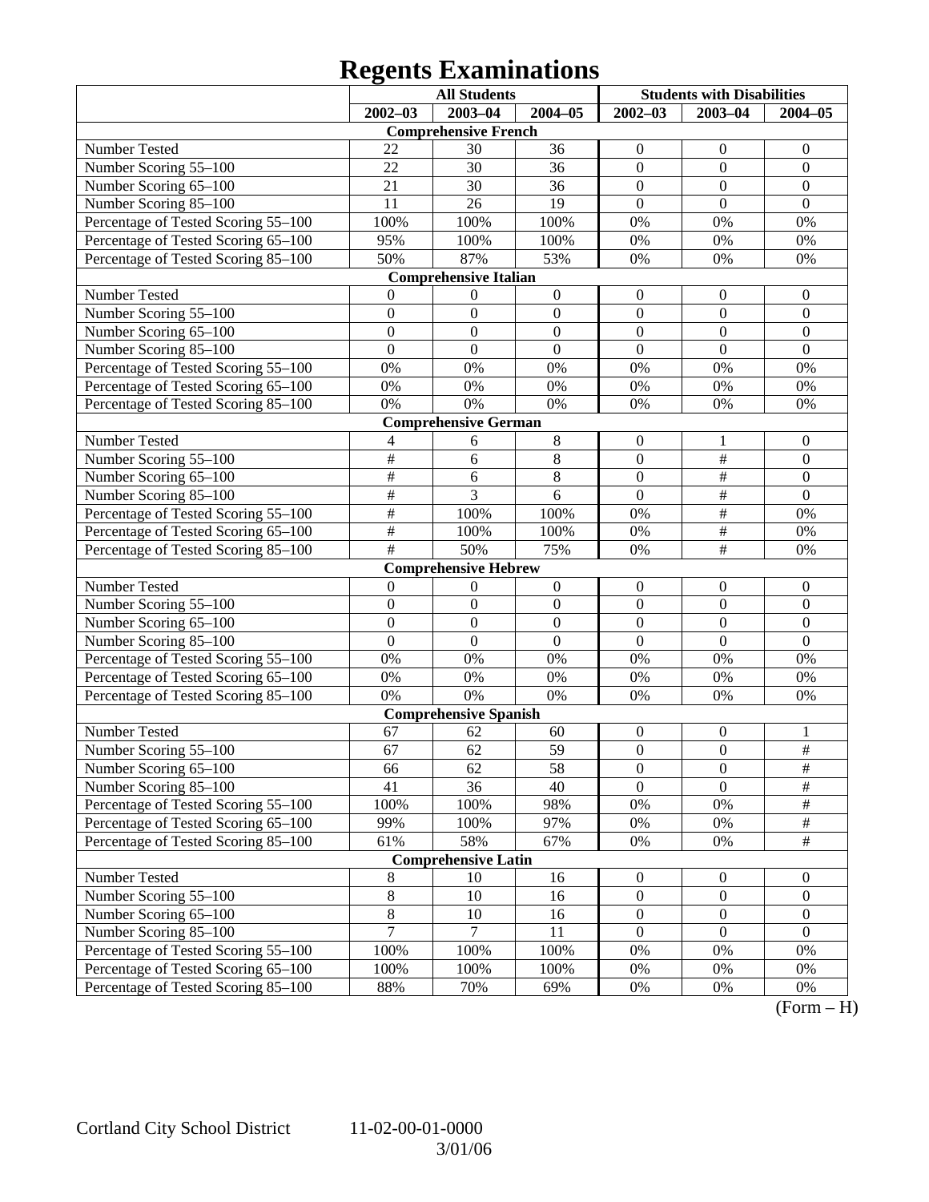# Regents Examinations

| | All Students | | | Students with Disabilities | | |
|---|---|---|---|---|---|---|
| | 2002–03 | 2003–04 | 2004–05 | 2002–03 | 2003–04 | 2004–05 |
| **Comprehensive French** | | | | | | |
| Number Tested | 22 | 30 | 36 | 0 | 0 | 0 |
| Number Scoring 55–100 | 22 | 30 | 36 | 0 | 0 | 0 |
| Number Scoring 65–100 | 21 | 30 | 36 | 0 | 0 | 0 |
| Number Scoring 85–100 | 11 | 26 | 19 | 0 | 0 | 0 |
| Percentage of Tested Scoring 55–100 | 100% | 100% | 100% | 0% | 0% | 0% |
| Percentage of Tested Scoring 65–100 | 95% | 100% | 100% | 0% | 0% | 0% |
| Percentage of Tested Scoring 85–100 | 50% | 87% | 53% | 0% | 0% | 0% |
| **Comprehensive Italian** | | | | | | |
| Number Tested | 0 | 0 | 0 | 0 | 0 | 0 |
| Number Scoring 55–100 | 0 | 0 | 0 | 0 | 0 | 0 |
| Number Scoring 65–100 | 0 | 0 | 0 | 0 | 0 | 0 |
| Number Scoring 85–100 | 0 | 0 | 0 | 0 | 0 | 0 |
| Percentage of Tested Scoring 55–100 | 0% | 0% | 0% | 0% | 0% | 0% |
| Percentage of Tested Scoring 65–100 | 0% | 0% | 0% | 0% | 0% | 0% |
| Percentage of Tested Scoring 85–100 | 0% | 0% | 0% | 0% | 0% | 0% |
| **Comprehensive German** | | | | | | |
| Number Tested | 4 | 6 | 8 | 0 | 1 | 0 |
| Number Scoring 55–100 | # | 6 | 8 | 0 | # | 0 |
| Number Scoring 65–100 | # | 6 | 8 | 0 | # | 0 |
| Number Scoring 85–100 | # | 3 | 6 | 0 | # | 0 |
| Percentage of Tested Scoring 55–100 | # | 100% | 100% | 0% | # | 0% |
| Percentage of Tested Scoring 65–100 | # | 100% | 100% | 0% | # | 0% |
| Percentage of Tested Scoring 85–100 | # | 50% | 75% | 0% | # | 0% |
| **Comprehensive Hebrew** | | | | | | |
| Number Tested | 0 | 0 | 0 | 0 | 0 | 0 |
| Number Scoring 55–100 | 0 | 0 | 0 | 0 | 0 | 0 |
| Number Scoring 65–100 | 0 | 0 | 0 | 0 | 0 | 0 |
| Number Scoring 85–100 | 0 | 0 | 0 | 0 | 0 | 0 |
| Percentage of Tested Scoring 55–100 | 0% | 0% | 0% | 0% | 0% | 0% |
| Percentage of Tested Scoring 65–100 | 0% | 0% | 0% | 0% | 0% | 0% |
| Percentage of Tested Scoring 85–100 | 0% | 0% | 0% | 0% | 0% | 0% |
| **Comprehensive Spanish** | | | | | | |
| Number Tested | 67 | 62 | 60 | 0 | 0 | 1 |
| Number Scoring 55–100 | 67 | 62 | 59 | 0 | 0 | # |
| Number Scoring 65–100 | 66 | 62 | 58 | 0 | 0 | # |
| Number Scoring 85–100 | 41 | 36 | 40 | 0 | 0 | # |
| Percentage of Tested Scoring 55–100 | 100% | 100% | 98% | 0% | 0% | # |
| Percentage of Tested Scoring 65–100 | 99% | 100% | 97% | 0% | 0% | # |
| Percentage of Tested Scoring 85–100 | 61% | 58% | 67% | 0% | 0% | # |
| **Comprehensive Latin** | | | | | | |
| Number Tested | 8 | 10 | 16 | 0 | 0 | 0 |
| Number Scoring 55–100 | 8 | 10 | 16 | 0 | 0 | 0 |
| Number Scoring 65–100 | 8 | 10 | 16 | 0 | 0 | 0 |
| Number Scoring 85–100 | 7 | 7 | 11 | 0 | 0 | 0 |
| Percentage of Tested Scoring 55–100 | 100% | 100% | 100% | 0% | 0% | 0% |
| Percentage of Tested Scoring 65–100 | 100% | 100% | 100% | 0% | 0% | 0% |
| Percentage of Tested Scoring 85–100 | 88% | 70% | 69% | 0% | 0% | 0% |

(Form – H)

Cortland City School District 11-02-00-01-0000
3/01/06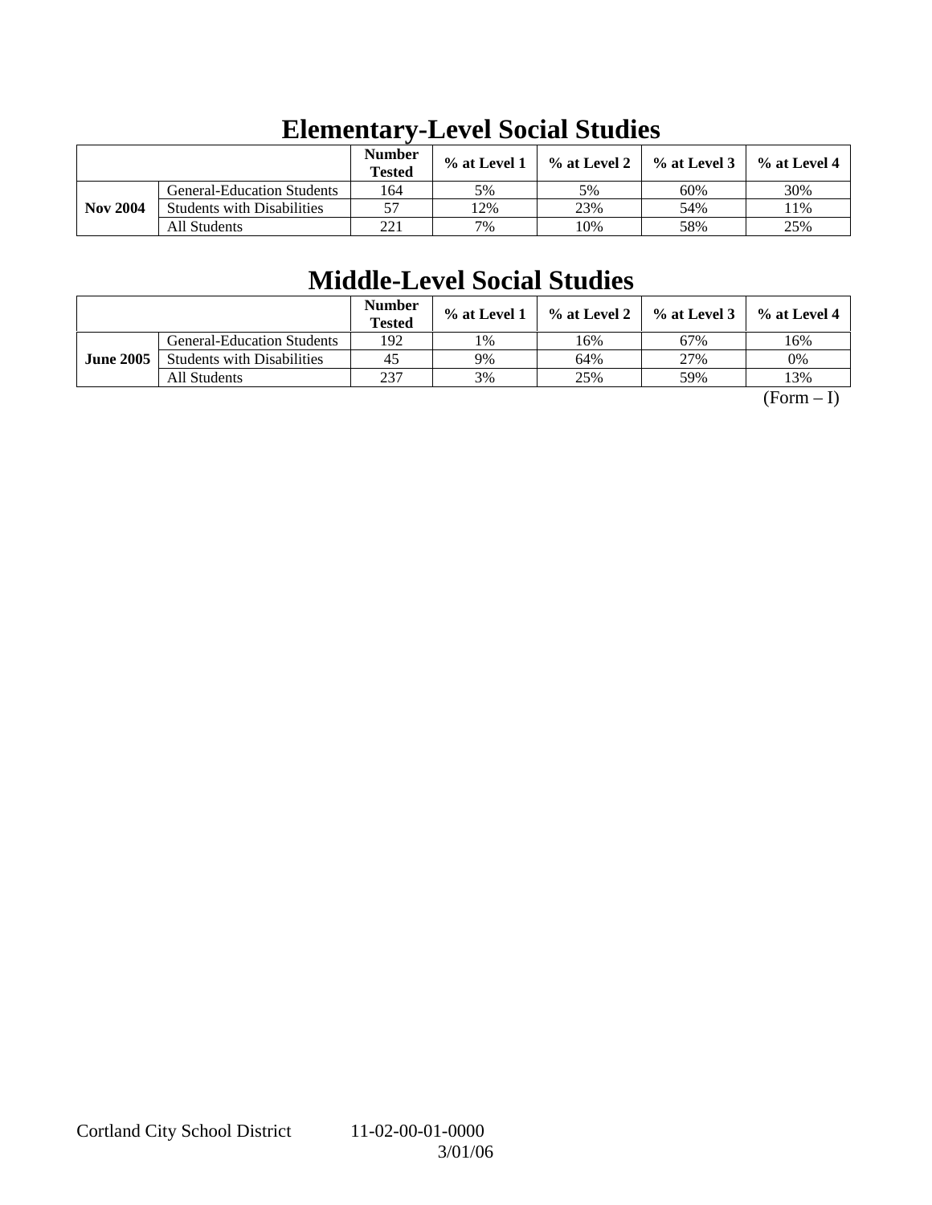## Elementary-Level Social Studies

| | | Number Tested | % at Level 1 | % at Level 2 | % at Level 3 | % at Level 4 |
|---|---|---|---|---|---|---|
| **Nov 2004** | General-Education Students | 164 | 5% | 5% | 60% | 30% |
| | Students with Disabilities | 57 | 12% | 23% | 54% | 11% |
| | All Students | 221 | 7% | 10% | 58% | 25% |

## Middle-Level Social Studies

| | | Number Tested | % at Level 1 | % at Level 2 | % at Level 3 | % at Level 4 |
|---|---|---|---|---|---|---|
| **June 2005** | General-Education Students | 192 | 1% | 16% | 67% | 16% |
| | Students with Disabilities | 45 | 9% | 64% | 27% | 0% |
| | All Students | 237 | 3% | 25% | 59% | 13% |

(Form – I)

Cortland City School District 11-02-00-01-0000
3/01/06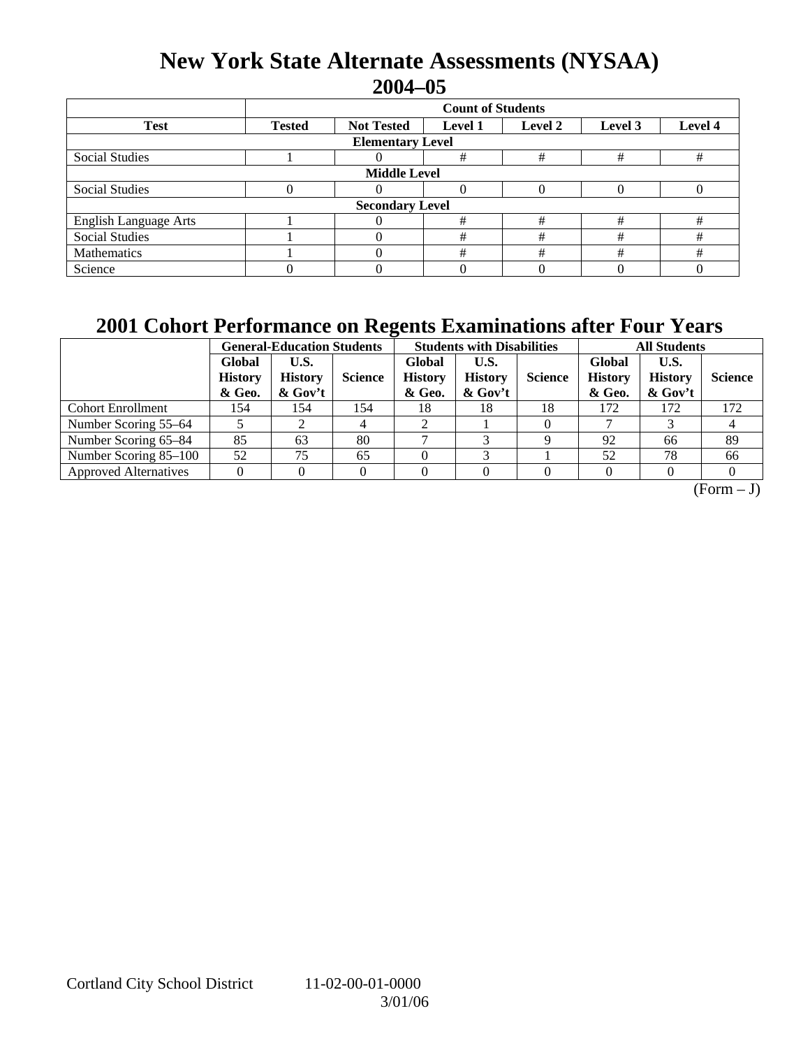# New York State Alternate Assessments (NYSAA)
## 2004–05

| | Count of Students | | | | | |
|---|---|---|---|---|---|---|
| **Test** | **Tested** | **Not Tested** | **Level 1** | **Level 2** | **Level 3** | **Level 4** |
| **Elementary Level** | | | | | | |
| Social Studies | 1 | 0 | # | # | # | # |
| **Middle Level** | | | | | | |
| Social Studies | 0 | 0 | 0 | 0 | 0 | 0 |
| **Secondary Level** | | | | | | |
| English Language Arts | 1 | 0 | # | # | # | # |
| Social Studies | 1 | 0 | # | # | # | # |
| Mathematics | 1 | 0 | # | # | # | # |
| Science | 0 | 0 | 0 | 0 | 0 | 0 |

## 2001 Cohort Performance on Regents Examinations after Four Years

| | General-Education Students | | | Students with Disabilities | | | All Students | | |
|---|---|---|---|---|---|---|---|---|---|
| | **Global History & Geo.** | **U.S. History & Gov't** | **Science** | **Global History & Geo.** | **U.S. History & Gov't** | **Science** | **Global History & Geo.** | **U.S. History & Gov't** | **Science** |
| Cohort Enrollment | 154 | 154 | 154 | 18 | 18 | 18 | 172 | 172 | 172 |
| Number Scoring 55–64 | 5 | 2 | 4 | 2 | 1 | 0 | 7 | 3 | 4 |
| Number Scoring 65–84 | 85 | 63 | 80 | 7 | 3 | 9 | 92 | 66 | 89 |
| Number Scoring 85–100 | 52 | 75 | 65 | 0 | 3 | 1 | 52 | 78 | 66 |
| Approved Alternatives | 0 | 0 | 0 | 0 | 0 | 0 | 0 | 0 | 0 |

(Form – J)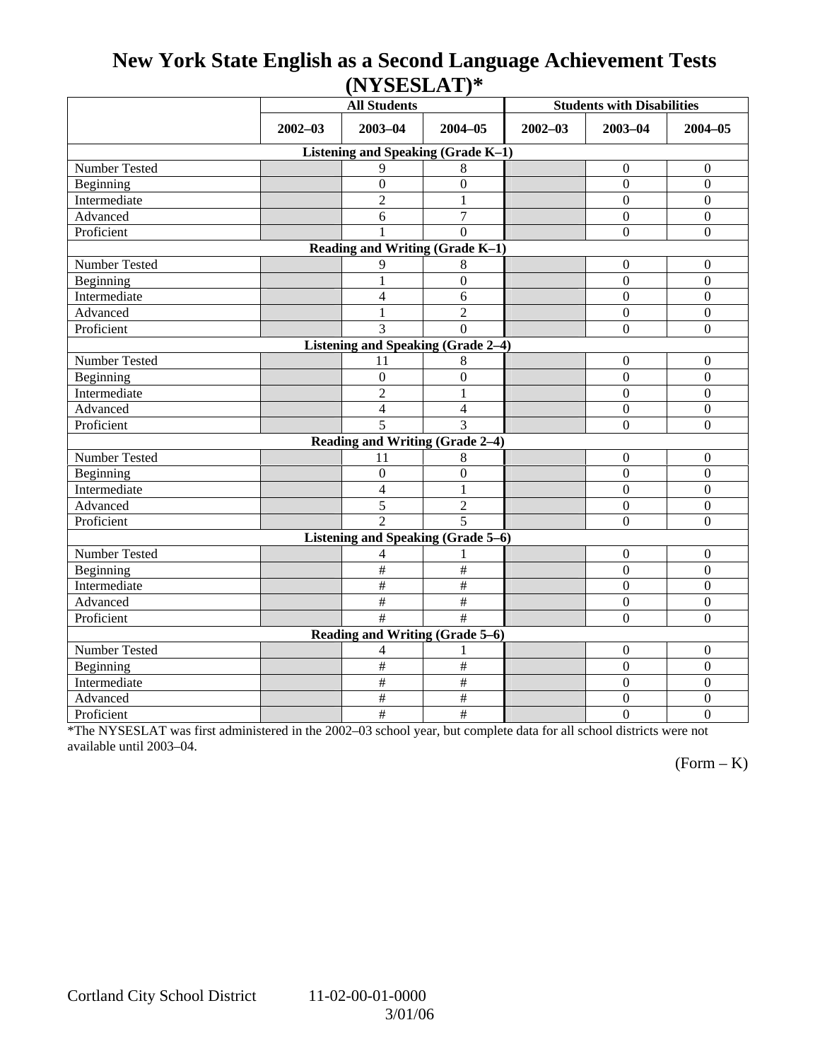# New York State English as a Second Language Achievement Tests (NYSESLAT)*

| | All Students | | | Students with Disabilities | | |
|---|---|---|---|---|---|---|
| | 2002–03 | 2003–04 | 2004–05 | 2002–03 | 2003–04 | 2004–05 |
| **Listening and Speaking (Grade K–1)** | | | | | | |
| Number Tested | | 9 | 8 | | 0 | 0 |
| Beginning | | 0 | 0 | | 0 | 0 |
| Intermediate | | 2 | 1 | | 0 | 0 |
| Advanced | | 6 | 7 | | 0 | 0 |
| Proficient | | 1 | 0 | | 0 | 0 |
| **Reading and Writing (Grade K–1)** | | | | | | |
| Number Tested | | 9 | 8 | | 0 | 0 |
| Beginning | | 1 | 0 | | 0 | 0 |
| Intermediate | | 4 | 6 | | 0 | 0 |
| Advanced | | 1 | 2 | | 0 | 0 |
| Proficient | | 3 | 0 | | 0 | 0 |
| **Listening and Speaking (Grade 2–4)** | | | | | | |
| Number Tested | | 11 | 8 | | 0 | 0 |
| Beginning | | 0 | 0 | | 0 | 0 |
| Intermediate | | 2 | 1 | | 0 | 0 |
| Advanced | | 4 | 4 | | 0 | 0 |
| Proficient | | 5 | 3 | | 0 | 0 |
| **Reading and Writing (Grade 2–4)** | | | | | | |
| Number Tested | | 11 | 8 | | 0 | 0 |
| Beginning | | 0 | 0 | | 0 | 0 |
| Intermediate | | 4 | 1 | | 0 | 0 |
| Advanced | | 5 | 2 | | 0 | 0 |
| Proficient | | 2 | 5 | | 0 | 0 |
| **Listening and Speaking (Grade 5–6)** | | | | | | |
| Number Tested | | 4 | 1 | | 0 | 0 |
| Beginning | | # | # | | 0 | 0 |
| Intermediate | | # | # | | 0 | 0 |
| Advanced | | # | # | | 0 | 0 |
| Proficient | | # | # | | 0 | 0 |
| **Reading and Writing (Grade 5–6)** | | | | | | |
| Number Tested | | 4 | 1 | | 0 | 0 |
| Beginning | | # | # | | 0 | 0 |
| Intermediate | | # | # | | 0 | 0 |
| Advanced | | # | # | | 0 | 0 |
| Proficient | | # | # | | 0 | 0 |

*The NYSESLAT was first administered in the 2002–03 school year, but complete data for all school districts were not available until 2003–04.

(Form – K)

Cortland City School District 11-02-00-01-0000 3/01/06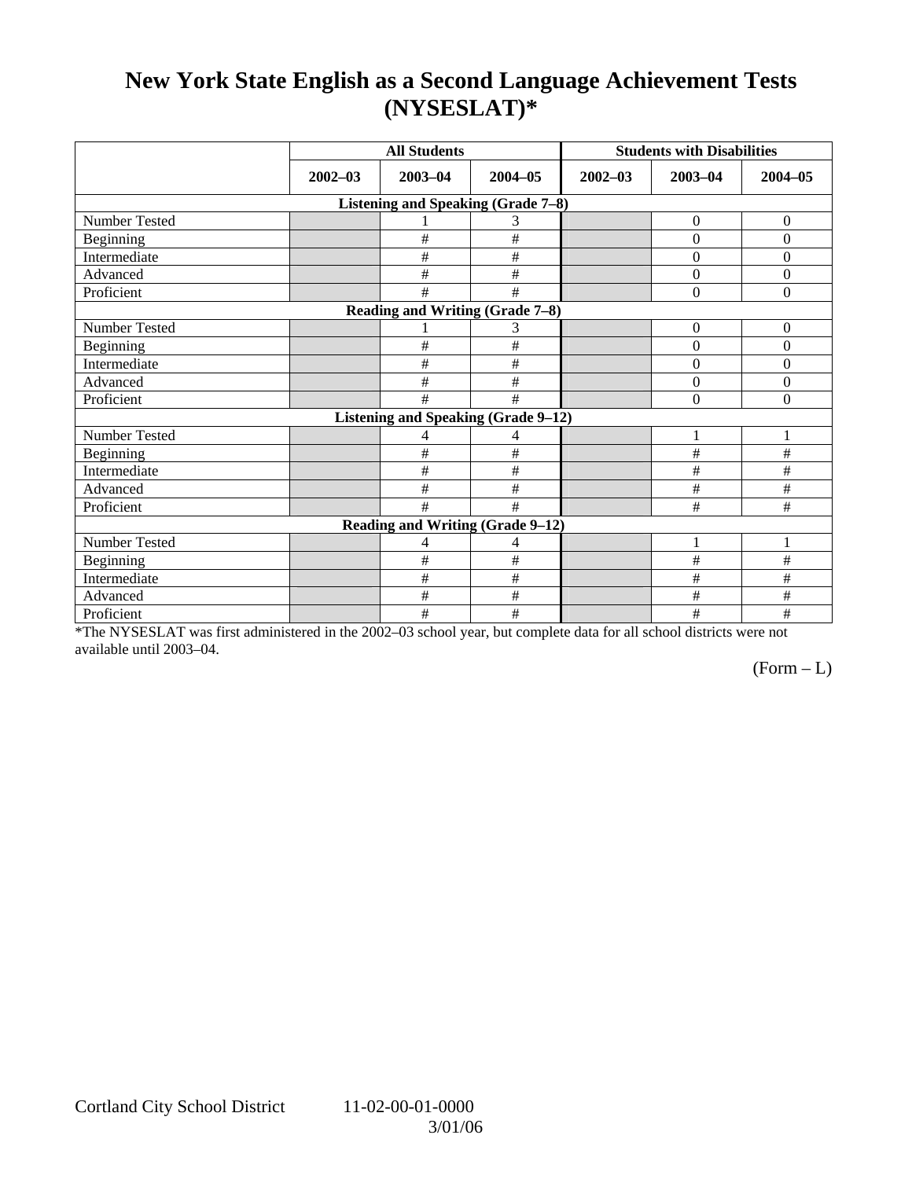# New York State English as a Second Language Achievement Tests (NYSESLAT)*

| | All Students | | | Students with Disabilities | | |
|---|---|---|---|---|---|---|
| | 2002–03 | 2003–04 | 2004–05 | 2002–03 | 2003–04 | 2004–05 |
| **Listening and Speaking (Grade 7–8)** | | | | | | |
| Number Tested | | 1 | 3 | | 0 | 0 |
| Beginning | | # | # | | 0 | 0 |
| Intermediate | | # | # | | 0 | 0 |
| Advanced | | # | # | | 0 | 0 |
| Proficient | | # | # | | 0 | 0 |
| **Reading and Writing (Grade 7–8)** | | | | | | |
| Number Tested | | 1 | 3 | | 0 | 0 |
| Beginning | | # | # | | 0 | 0 |
| Intermediate | | # | # | | 0 | 0 |
| Advanced | | # | # | | 0 | 0 |
| Proficient | | # | # | | 0 | 0 |
| **Listening and Speaking (Grade 9–12)** | | | | | | |
| Number Tested | | 4 | 4 | | 1 | 1 |
| Beginning | | # | # | | # | # |
| Intermediate | | # | # | | # | # |
| Advanced | | # | # | | # | # |
| Proficient | | # | # | | # | # |
| **Reading and Writing (Grade 9–12)** | | | | | | |
| Number Tested | | 4 | 4 | | 1 | 1 |
| Beginning | | # | # | | # | # |
| Intermediate | | # | # | | # | # |
| Advanced | | # | # | | # | # |
| Proficient | | # | # | | # | # |

*The NYSESLAT was first administered in the 2002–03 school year, but complete data for all school districts were not available until 2003–04.

(Form – L)

Cortland City School District 11-02-00-01-0000
3/01/06